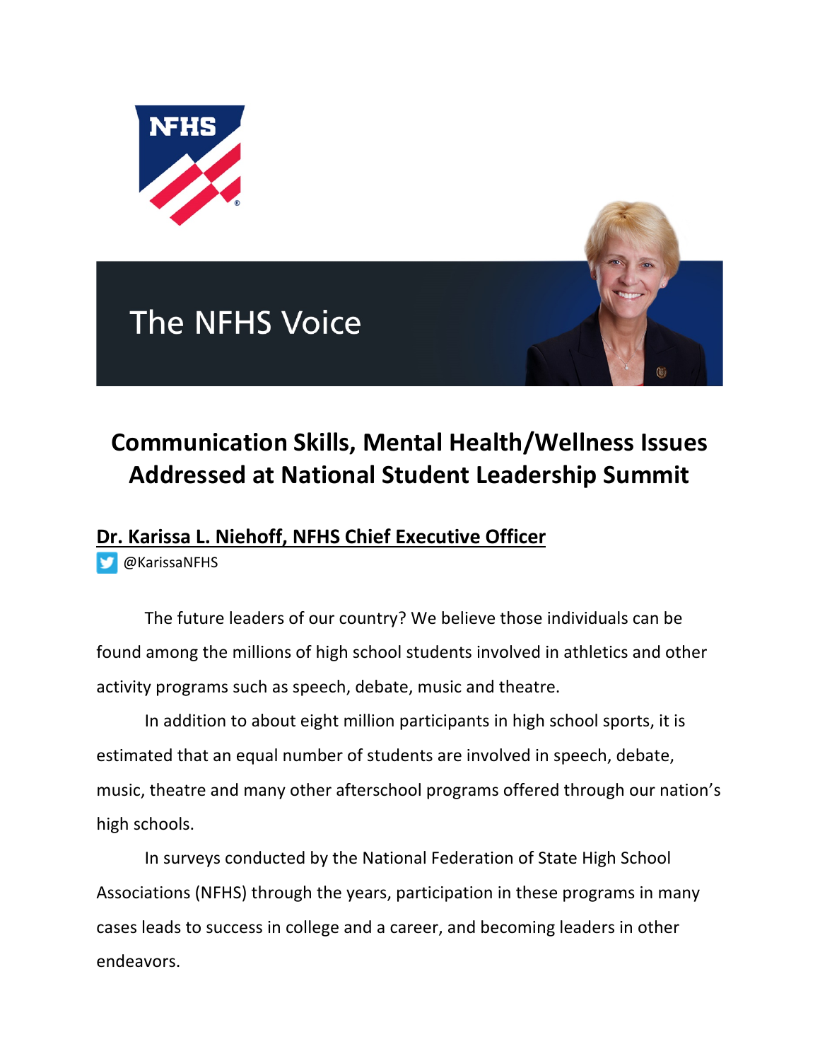The NFHS Voice

# Communication Skills, Mental Health/Wellness Issues Addressed at National Student Leadership Summit

**Dr. Karissa L. Niehoff, NFHS Chief Executive Officer**

@KarissaNFHS

The future leaders of our country? We believe those individuals can be found among the millions of high school students involved in athletics and other activity programs such as speech, debate, music and theatre.

In addition to about eight million participants in high school sports, it is estimated that an equal number of students are involved in speech, debate, music, theatre and many other afterschool programs offered through our nation's high schools.

In surveys conducted by the National Federation of State High School Associations (NFHS) through the years, participation in these programs in many cases leads to success in college and a career, and becoming leaders in other endeavors.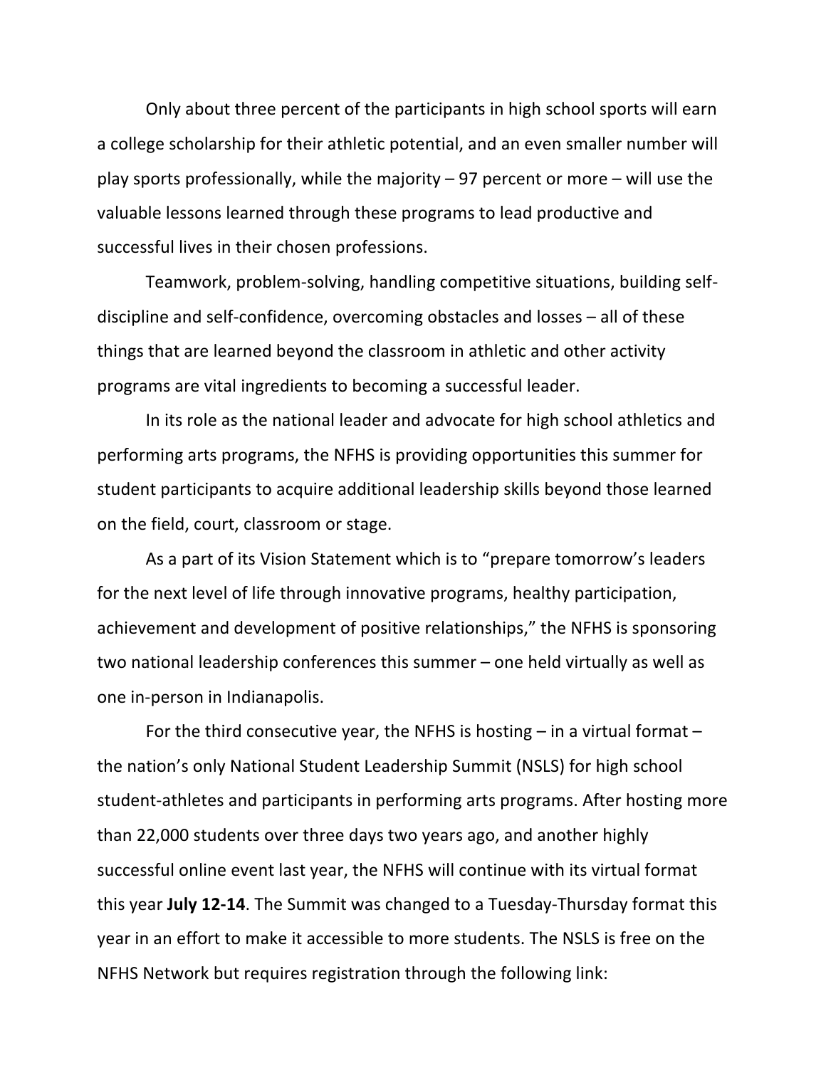Only about three percent of the participants in high school sports will earn a college scholarship for their athletic potential, and an even smaller number will play sports professionally, while the majority – 97 percent or more – will use the valuable lessons learned through these programs to lead productive and successful lives in their chosen professions.

Teamwork, problem-solving, handling competitive situations, building self-discipline and self-confidence, overcoming obstacles and losses – all of these things that are learned beyond the classroom in athletic and other activity programs are vital ingredients to becoming a successful leader.

In its role as the national leader and advocate for high school athletics and performing arts programs, the NFHS is providing opportunities this summer for student participants to acquire additional leadership skills beyond those learned on the field, court, classroom or stage.

As a part of its Vision Statement which is to "prepare tomorrow's leaders for the next level of life through innovative programs, healthy participation, achievement and development of positive relationships," the NFHS is sponsoring two national leadership conferences this summer – one held virtually as well as one in-person in Indianapolis.

For the third consecutive year, the NFHS is hosting – in a virtual format – the nation's only National Student Leadership Summit (NSLS) for high school student-athletes and participants in performing arts programs. After hosting more than 22,000 students over three days two years ago, and another highly successful online event last year, the NFHS will continue with its virtual format this year **July 12-14**. The Summit was changed to a Tuesday-Thursday format this year in an effort to make it accessible to more students. The NSLS is free on the NFHS Network but requires registration through the following link: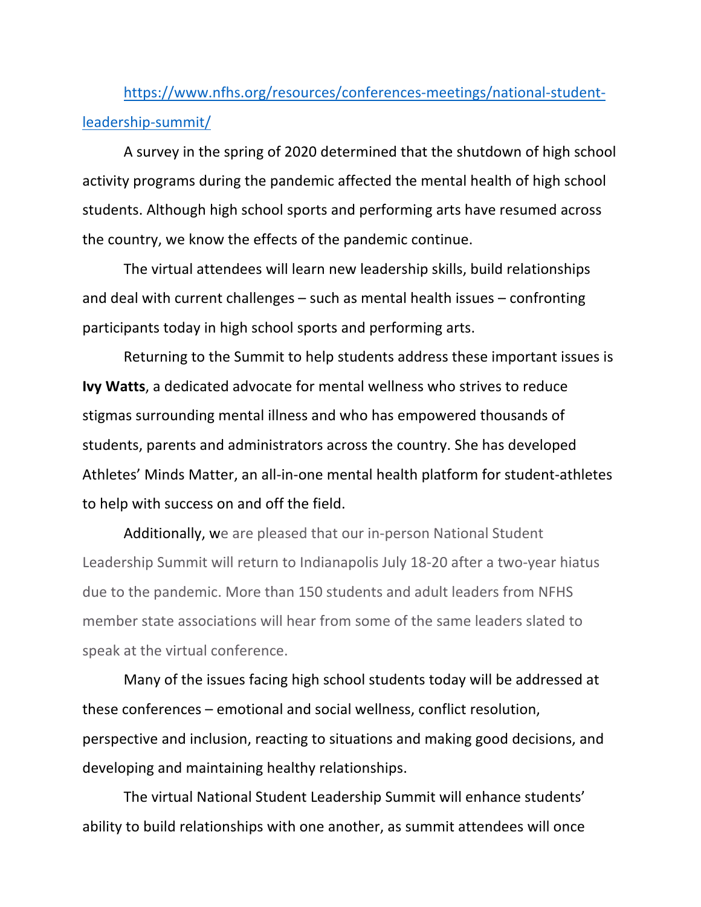https://www.nfhs.org/resources/conferences-meetings/national-student-leadership-summit/

A survey in the spring of 2020 determined that the shutdown of high school activity programs during the pandemic affected the mental health of high school students. Although high school sports and performing arts have resumed across the country, we know the effects of the pandemic continue.

The virtual attendees will learn new leadership skills, build relationships and deal with current challenges – such as mental health issues – confronting participants today in high school sports and performing arts.

Returning to the Summit to help students address these important issues is **Ivy Watts**, a dedicated advocate for mental wellness who strives to reduce stigmas surrounding mental illness and who has empowered thousands of students, parents and administrators across the country. She has developed Athletes' Minds Matter, an all-in-one mental health platform for student-athletes to help with success on and off the field.

Additionally, we are pleased that our in-person National Student Leadership Summit will return to Indianapolis July 18-20 after a two-year hiatus due to the pandemic. More than 150 students and adult leaders from NFHS member state associations will hear from some of the same leaders slated to speak at the virtual conference.

Many of the issues facing high school students today will be addressed at these conferences – emotional and social wellness, conflict resolution, perspective and inclusion, reacting to situations and making good decisions, and developing and maintaining healthy relationships.

The virtual National Student Leadership Summit will enhance students' ability to build relationships with one another, as summit attendees will once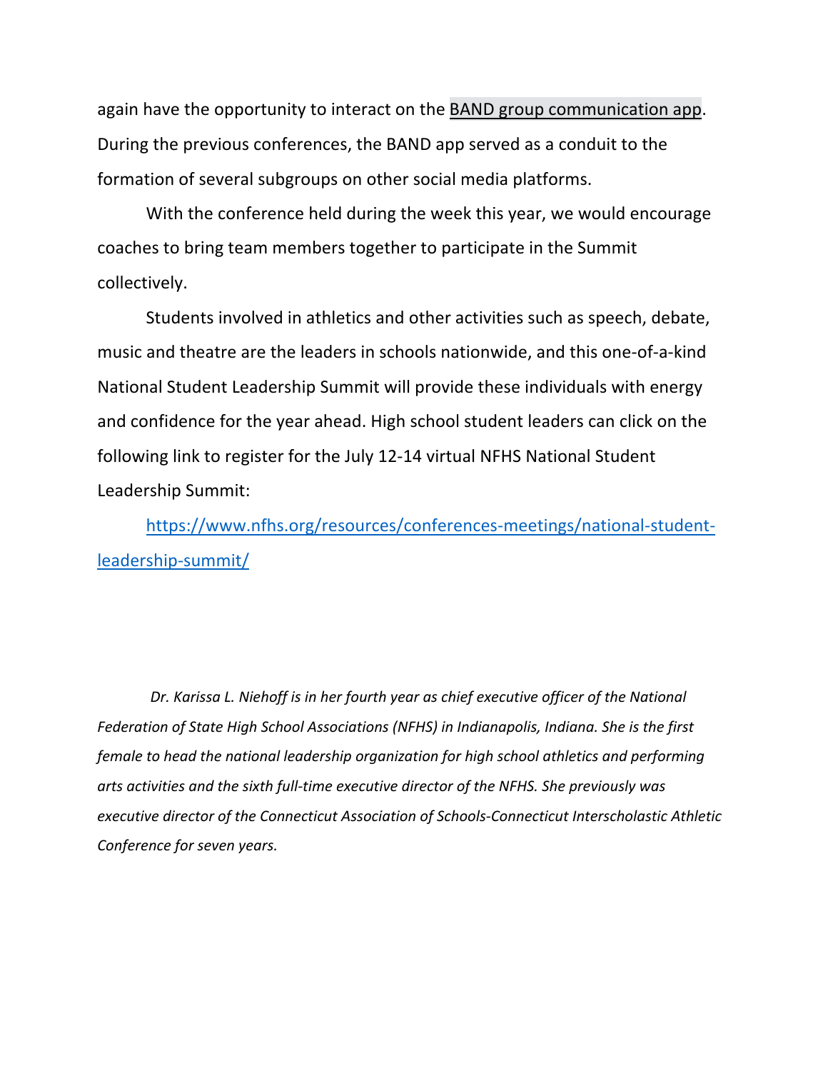again have the opportunity to interact on the [BAND group communication app](). During the previous conferences, the BAND app served as a conduit to the formation of several subgroups on other social media platforms.

With the conference held during the week this year, we would encourage coaches to bring team members together to participate in the Summit collectively.

Students involved in athletics and other activities such as speech, debate, music and theatre are the leaders in schools nationwide, and this one-of-a-kind National Student Leadership Summit will provide these individuals with energy and confidence for the year ahead. High school student leaders can click on the following link to register for the July 12-14 virtual NFHS National Student Leadership Summit:

https://www.nfhs.org/resources/conferences-meetings/national-student-leadership-summit/

*Dr. Karissa L. Niehoff is in her fourth year as chief executive officer of the National Federation of State High School Associations (NFHS) in Indianapolis, Indiana. She is the first female to head the national leadership organization for high school athletics and performing arts activities and the sixth full-time executive director of the NFHS. She previously was executive director of the Connecticut Association of Schools-Connecticut Interscholastic Athletic Conference for seven years.*